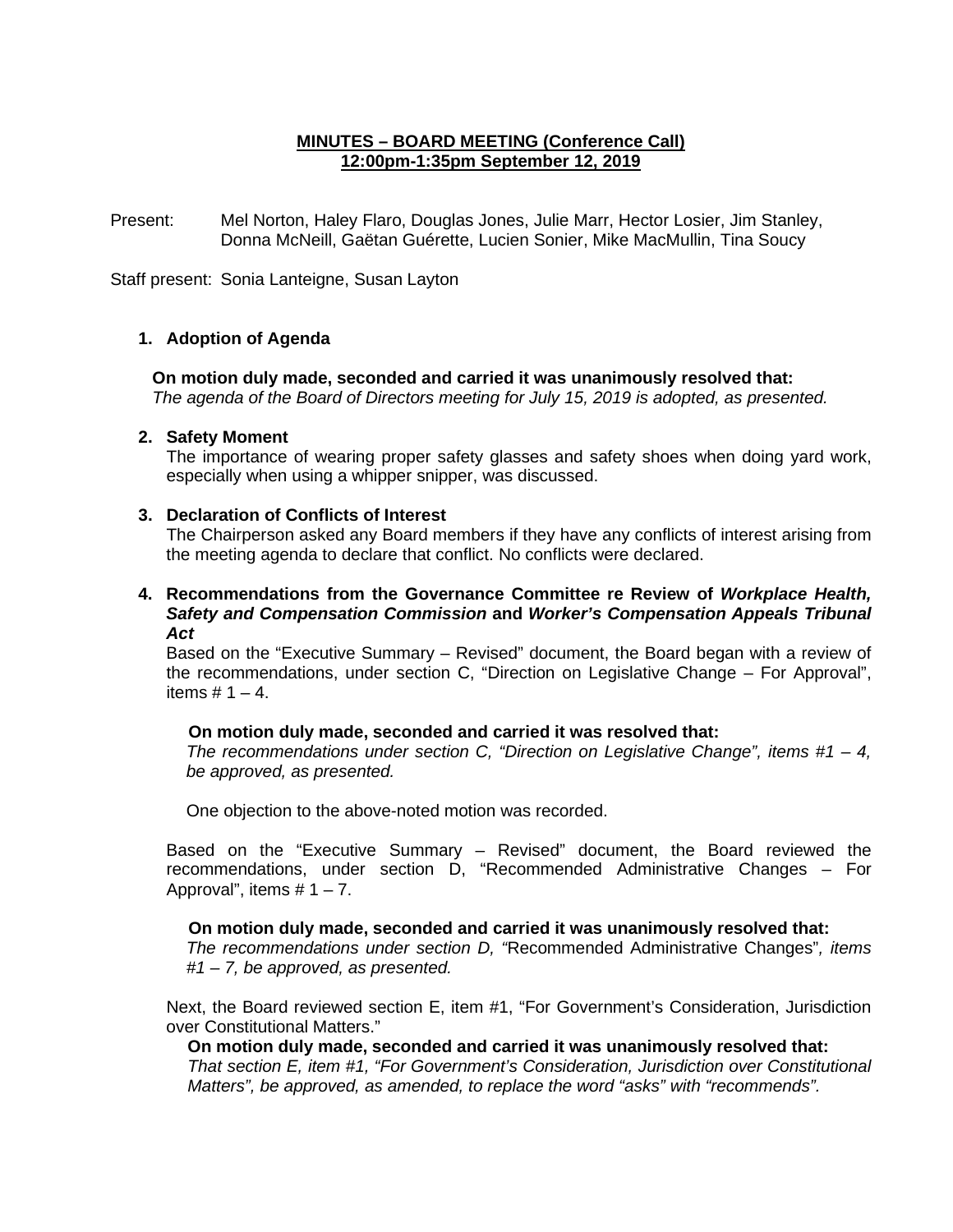**MINUTES – BOARD MEETING (Conference Call)**
**12:00pm-1:35pm September 12, 2019**

Present: Mel Norton, Haley Flaro, Douglas Jones, Julie Marr, Hector Losier, Jim Stanley, Donna McNeill, Gaëtan Guérette, Lucien Sonier, Mike MacMullin, Tina Soucy

Staff present: Sonia Lanteigne, Susan Layton

## 1. Adoption of Agenda

**On motion duly made, seconded and carried it was unanimously resolved that:**
*The agenda of the Board of Directors meeting for July 15, 2019 is adopted, as presented.*

## 2. Safety Moment

The importance of wearing proper safety glasses and safety shoes when doing yard work, especially when using a whipper snipper, was discussed.

## 3. Declaration of Conflicts of Interest

The Chairperson asked any Board members if they have any conflicts of interest arising from the meeting agenda to declare that conflict. No conflicts were declared.

## 4. Recommendations from the Governance Committee re Review of *Workplace Health, Safety and Compensation Commission* and *Worker's Compensation Appeals Tribunal Act*

Based on the "Executive Summary – Revised" document, the Board began with a review of the recommendations, under section C, "Direction on Legislative Change – For Approval", items # 1 – 4.

**On motion duly made, seconded and carried it was resolved that:**
*The recommendations under section C, "Direction on Legislative Change", items #1 – 4, be approved, as presented.*

One objection to the above-noted motion was recorded.

Based on the "Executive Summary – Revised" document, the Board reviewed the recommendations, under section D, "Recommended Administrative Changes – For Approval", items # 1 – 7.

**On motion duly made, seconded and carried it was unanimously resolved that:**
*The recommendations under section D, "*Recommended Administrative Changes"*, items #1 – 7, be approved, as presented.*

Next, the Board reviewed section E, item #1, "For Government's Consideration, Jurisdiction over Constitutional Matters."

**On motion duly made, seconded and carried it was unanimously resolved that:**
*That section E, item #1, "For Government's Consideration, Jurisdiction over Constitutional Matters", be approved, as amended, to replace the word "asks" with "recommends".*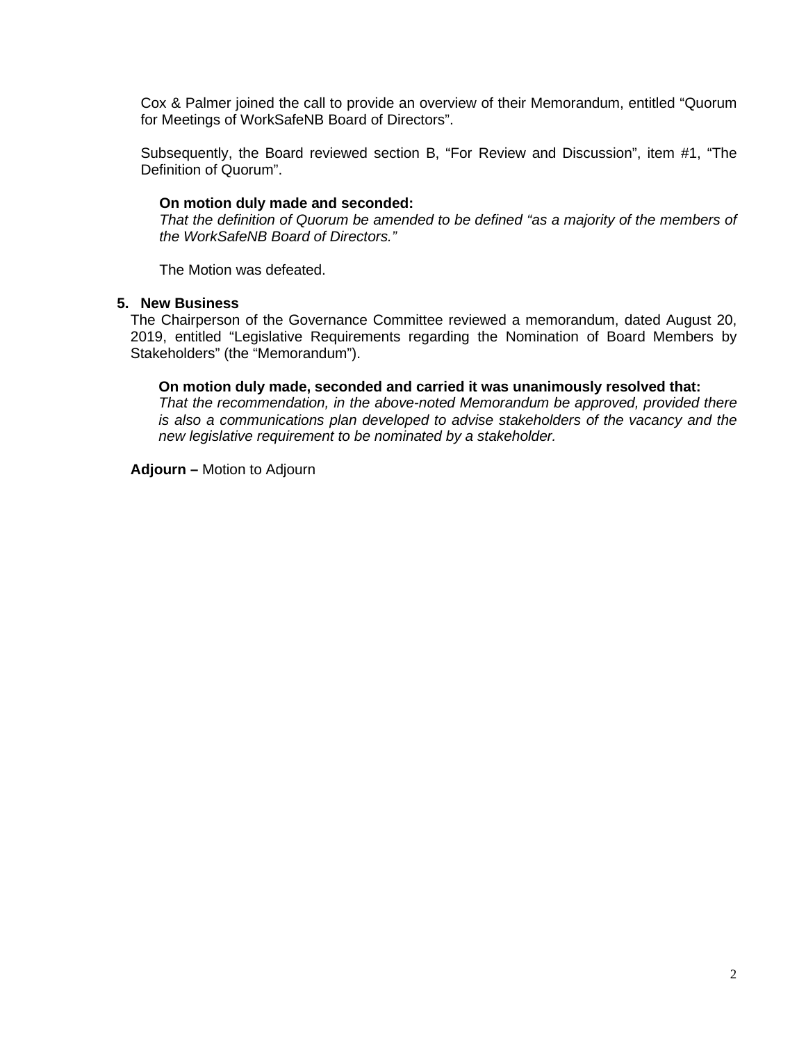Cox & Palmer joined the call to provide an overview of their Memorandum, entitled "Quorum for Meetings of WorkSafeNB Board of Directors".

Subsequently, the Board reviewed section B, "For Review and Discussion", item #1, "The Definition of Quorum".

**On motion duly made and seconded:**
*That the definition of Quorum be amended to be defined "as a majority of the members of the WorkSafeNB Board of Directors."*

The Motion was defeated.

**5. New Business**

The Chairperson of the Governance Committee reviewed a memorandum, dated August 20, 2019, entitled "Legislative Requirements regarding the Nomination of Board Members by Stakeholders" (the "Memorandum").

**On motion duly made, seconded and carried it was unanimously resolved that:**
*That the recommendation, in the above-noted Memorandum be approved, provided there is also a communications plan developed to advise stakeholders of the vacancy and the new legislative requirement to be nominated by a stakeholder.*

**Adjourn –** Motion to Adjourn